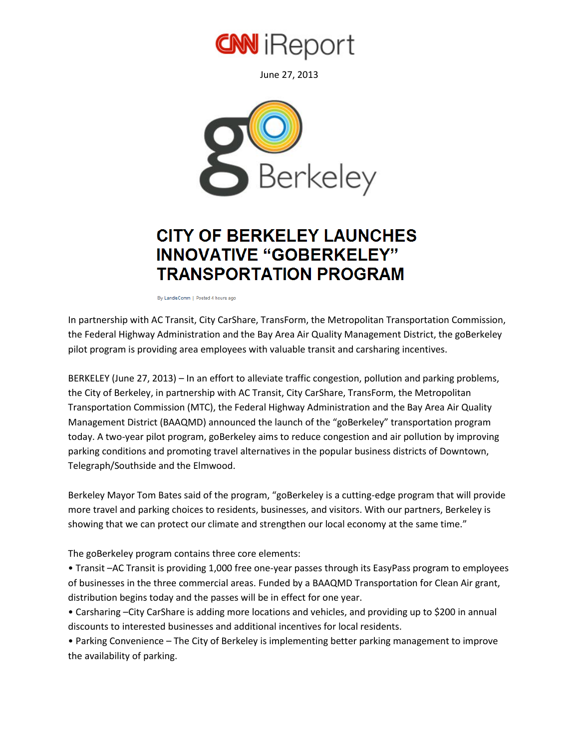CNN iReport

June 27, 2013

goBerkeley

# CITY OF BERKELEY LAUNCHES INNOVATIVE "GOBERKELEY" TRANSPORTATION PROGRAM

By LandisComm | Posted 4 hours ago

In partnership with AC Transit, City CarShare, TransForm, the Metropolitan Transportation Commission, the Federal Highway Administration and the Bay Area Air Quality Management District, the goBerkeley pilot program is providing area employees with valuable transit and carsharing incentives.

BERKELEY (June 27, 2013) – In an effort to alleviate traffic congestion, pollution and parking problems, the City of Berkeley, in partnership with AC Transit, City CarShare, TransForm, the Metropolitan Transportation Commission (MTC), the Federal Highway Administration and the Bay Area Air Quality Management District (BAAQMD) announced the launch of the "goBerkeley" transportation program today. A two-year pilot program, goBerkeley aims to reduce congestion and air pollution by improving parking conditions and promoting travel alternatives in the popular business districts of Downtown, Telegraph/Southside and the Elmwood.

Berkeley Mayor Tom Bates said of the program, "goBerkeley is a cutting-edge program that will provide more travel and parking choices to residents, businesses, and visitors. With our partners, Berkeley is showing that we can protect our climate and strengthen our local economy at the same time."

The goBerkeley program contains three core elements:

- Transit –AC Transit is providing 1,000 free one-year passes through its EasyPass program to employees of businesses in the three commercial areas. Funded by a BAAQMD Transportation for Clean Air grant, distribution begins today and the passes will be in effect for one year.
- Carsharing –City CarShare is adding more locations and vehicles, and providing up to $200 in annual discounts to interested businesses and additional incentives for local residents.
- Parking Convenience – The City of Berkeley is implementing better parking management to improve the availability of parking.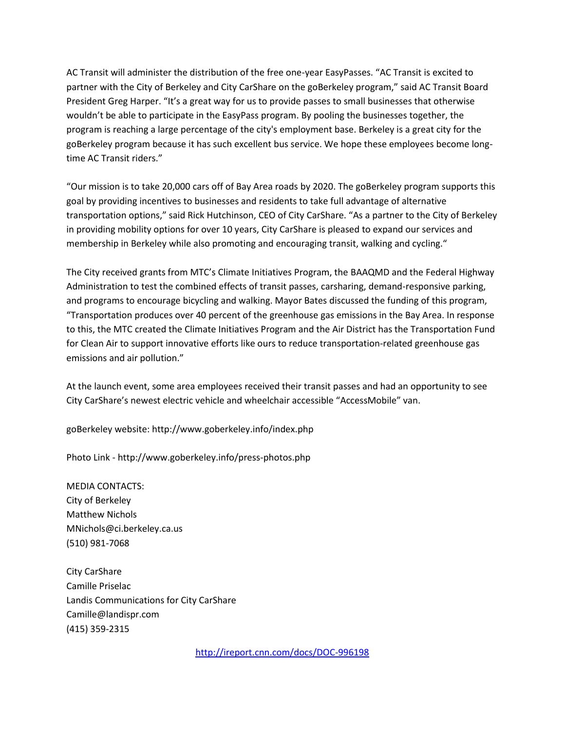AC Transit will administer the distribution of the free one-year EasyPasses. "AC Transit is excited to partner with the City of Berkeley and City CarShare on the goBerkeley program," said AC Transit Board President Greg Harper. "It's a great way for us to provide passes to small businesses that otherwise wouldn't be able to participate in the EasyPass program. By pooling the businesses together, the program is reaching a large percentage of the city's employment base. Berkeley is a great city for the goBerkeley program because it has such excellent bus service. We hope these employees become long-time AC Transit riders."

"Our mission is to take 20,000 cars off of Bay Area roads by 2020. The goBerkeley program supports this goal by providing incentives to businesses and residents to take full advantage of alternative transportation options," said Rick Hutchinson, CEO of City CarShare. "As a partner to the City of Berkeley in providing mobility options for over 10 years, City CarShare is pleased to expand our services and membership in Berkeley while also promoting and encouraging transit, walking and cycling."

The City received grants from MTC's Climate Initiatives Program, the BAAQMD and the Federal Highway Administration to test the combined effects of transit passes, carsharing, demand-responsive parking, and programs to encourage bicycling and walking. Mayor Bates discussed the funding of this program, "Transportation produces over 40 percent of the greenhouse gas emissions in the Bay Area. In response to this, the MTC created the Climate Initiatives Program and the Air District has the Transportation Fund for Clean Air to support innovative efforts like ours to reduce transportation-related greenhouse gas emissions and air pollution."

At the launch event, some area employees received their transit passes and had an opportunity to see City CarShare's newest electric vehicle and wheelchair accessible "AccessMobile" van.

goBerkeley website: http://www.goberkeley.info/index.php

Photo Link - http://www.goberkeley.info/press-photos.php

MEDIA CONTACTS:
City of Berkeley
Matthew Nichols
MNichols@ci.berkeley.ca.us
(510) 981-7068

City CarShare
Camille Priselac
Landis Communications for City CarShare
Camille@landispr.com
(415) 359-2315

http://ireport.cnn.com/docs/DOC-996198